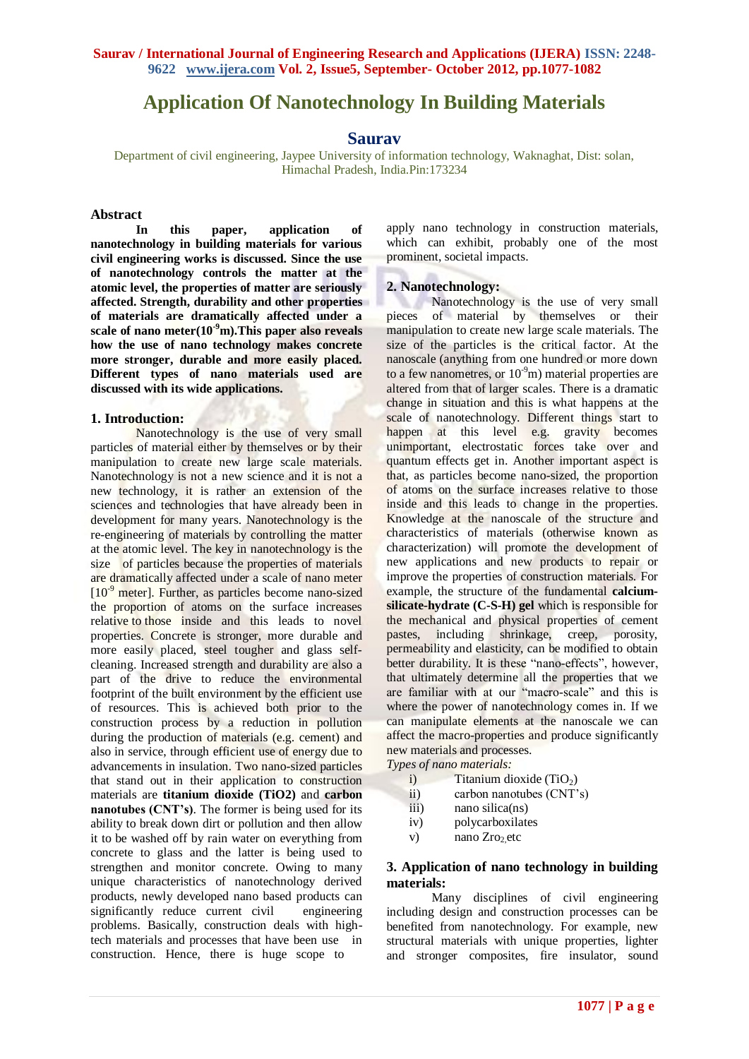# Application Of Nanotechnology In Building Materials

## Saurav

Department of civil engineering, Jaypee University of information technology, Waknaghat, Dist: solan, Himachal Pradesh, India.Pin:173234

### Abstract

**In this paper, application of nanotechnology in building materials for various civil engineering works is discussed. Since the use of nanotechnology controls the matter at the atomic level, the properties of matter are seriously affected. Strength, durability and other properties of materials are dramatically affected under a scale of nano meter($10^{-9}$m).This paper also reveals how the use of nano technology makes concrete more stronger, durable and more easily placed. Different types of nano materials used are discussed with its wide applications.**

### 1. Introduction:

Nanotechnology is the use of very small particles of material either by themselves or by their manipulation to create new large scale materials. Nanotechnology is not a new science and it is not a new technology, it is rather an extension of the sciences and technologies that have already been in development for many years. Nanotechnology is the re-engineering of materials by controlling the matter at the atomic level. The key in nanotechnology is the size of particles because the properties of materials are dramatically affected under a scale of nano meter [$10^{-9}$ meter]. Further, as particles become nano-sized the proportion of atoms on the surface increases relative to those inside and this leads to novel properties. Concrete is stronger, more durable and more easily placed, steel tougher and glass self-cleaning. Increased strength and durability are also a part of the drive to reduce the environmental footprint of the built environment by the efficient use of resources. This is achieved both prior to the construction process by a reduction in pollution during the production of materials (e.g. cement) and also in service, through efficient use of energy due to advancements in insulation. Two nano-sized particles that stand out in their application to construction materials are **titanium dioxide (TiO2)** and **carbon nanotubes (CNT's)**. The former is being used for its ability to break down dirt or pollution and then allow it to be washed off by rain water on everything from concrete to glass and the latter is being used to strengthen and monitor concrete. Owing to many unique characteristics of nanotechnology derived products, newly developed nano based products can significantly reduce current civil engineering problems. Basically, construction deals with high-tech materials and processes that have been use in construction. Hence, there is huge scope to apply nano technology in construction materials, which can exhibit, probably one of the most prominent, societal impacts.

### 2. Nanotechnology:

Nanotechnology is the use of very small pieces of material by themselves or their manipulation to create new large scale materials. The size of the particles is the critical factor. At the nanoscale (anything from one hundred or more down to a few nanometres, or $10^{-9}$m) material properties are altered from that of larger scales. There is a dramatic change in situation and this is what happens at the scale of nanotechnology. Different things start to happen at this level e.g. gravity becomes unimportant, electrostatic forces take over and quantum effects get in. Another important aspect is that, as particles become nano-sized, the proportion of atoms on the surface increases relative to those inside and this leads to change in the properties. Knowledge at the nanoscale of the structure and characteristics of materials (otherwise known as characterization) will promote the development of new applications and new products to repair or improve the properties of construction materials. For example, the structure of the fundamental **calcium-silicate-hydrate (C-S-H) gel** which is responsible for the mechanical and physical properties of cement pastes, including shrinkage, creep, porosity, permeability and elasticity, can be modified to obtain better durability. It is these "nano-effects", however, that ultimately determine all the properties that we are familiar with at our "macro-scale" and this is where the power of nanotechnology comes in. If we can manipulate elements at the nanoscale we can affect the macro-properties and produce significantly new materials and processes.

*Types of nano materials:*

i) Titanium dioxide ($TiO_2$)
ii) carbon nanotubes (CNT's)
iii) nano silica(ns)
iv) polycarboxilates
v) nano $Zro_2$ etc

### 3. Application of nano technology in building materials:

Many disciplines of civil engineering including design and construction processes can be benefited from nanotechnology. For example, new structural materials with unique properties, lighter and stronger composites, fire insulator, sound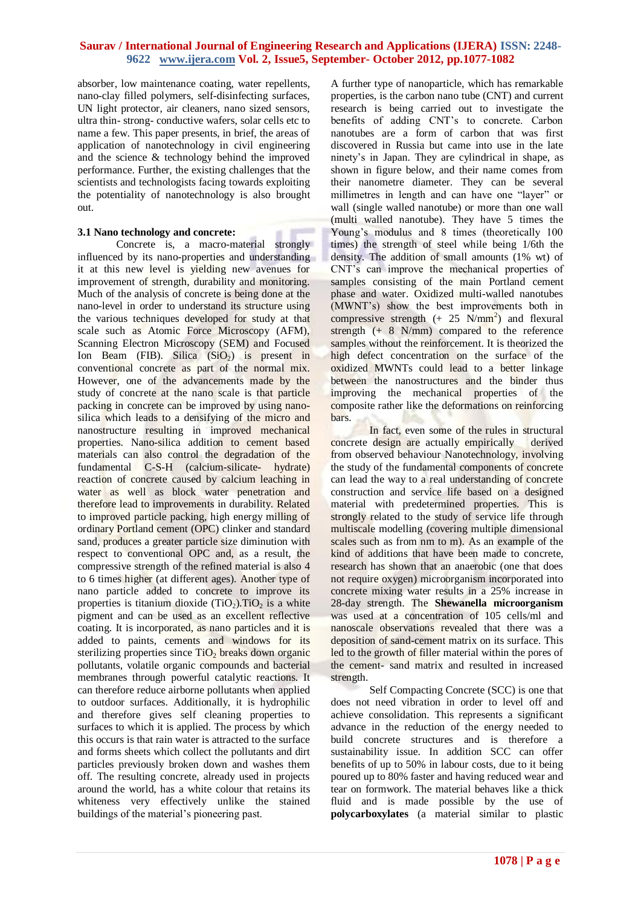absorber, low maintenance coating, water repellents, nano-clay filled polymers, self-disinfecting surfaces, UN light protector, air cleaners, nano sized sensors, ultra thin- strong- conductive wafers, solar cells etc to name a few. This paper presents, in brief, the areas of application of nanotechnology in civil engineering and the science & technology behind the improved performance. Further, the existing challenges that the scientists and technologists facing towards exploiting the potentiality of nanotechnology is also brought out.

### 3.1 Nano technology and concrete:

Concrete is, a macro-material strongly influenced by its nano-properties and understanding it at this new level is yielding new avenues for improvement of strength, durability and monitoring. Much of the analysis of concrete is being done at the nano-level in order to understand its structure using the various techniques developed for study at that scale such as Atomic Force Microscopy (AFM), Scanning Electron Microscopy (SEM) and Focused Ion Beam (FIB). Silica ($SiO_2$) is present in conventional concrete as part of the normal mix. However, one of the advancements made by the study of concrete at the nano scale is that particle packing in concrete can be improved by using nano-silica which leads to a densifying of the micro and nanostructure resulting in improved mechanical properties. Nano-silica addition to cement based materials can also control the degradation of the fundamental C-S-H (calcium-silicate- hydrate) reaction of concrete caused by calcium leaching in water as well as block water penetration and therefore lead to improvements in durability. Related to improved particle packing, high energy milling of ordinary Portland cement (OPC) clinker and standard sand, produces a greater particle size diminution with respect to conventional OPC and, as a result, the compressive strength of the refined material is also 4 to 6 times higher (at different ages). Another type of nano particle added to concrete to improve its properties is titanium dioxide ($TiO_2$).$TiO_2$ is a white pigment and can be used as an excellent reflective coating. It is incorporated, as nano particles and it is added to paints, cements and windows for its sterilizing properties since $TiO_2$ breaks down organic pollutants, volatile organic compounds and bacterial membranes through powerful catalytic reactions. It can therefore reduce airborne pollutants when applied to outdoor surfaces. Additionally, it is hydrophilic and therefore gives self cleaning properties to surfaces to which it is applied. The process by which this occurs is that rain water is attracted to the surface and forms sheets which collect the pollutants and dirt particles previously broken down and washes them off. The resulting concrete, already used in projects around the world, has a white colour that retains its whiteness very effectively unlike the stained buildings of the material's pioneering past.

A further type of nanoparticle, which has remarkable properties, is the carbon nano tube (CNT) and current research is being carried out to investigate the benefits of adding CNT's to concrete. Carbon nanotubes are a form of carbon that was first discovered in Russia but came into use in the late ninety's in Japan. They are cylindrical in shape, as shown in figure below, and their name comes from their nanometre diameter. They can be several millimetres in length and can have one "layer" or wall (single walled nanotube) or more than one wall (multi walled nanotube). They have 5 times the Young's modulus and 8 times (theoretically 100 times) the strength of steel while being 1/6th the density. The addition of small amounts (1% wt) of CNT's can improve the mechanical properties of samples consisting of the main Portland cement phase and water. Oxidized multi-walled nanotubes (MWNT's) show the best improvements both in compressive strength (+ 25 $N/mm^2$) and flexural strength (+ 8 N/mm) compared to the reference samples without the reinforcement. It is theorized the high defect concentration on the surface of the oxidized MWNTs could lead to a better linkage between the nanostructures and the binder thus improving the mechanical properties of the composite rather like the deformations on reinforcing bars.

In fact, even some of the rules in structural concrete design are actually empirically derived from observed behaviour Nanotechnology, involving the study of the fundamental components of concrete can lead the way to a real understanding of concrete construction and service life based on a designed material with predetermined properties. This is strongly related to the study of service life through multiscale modelling (covering multiple dimensional scales such as from nm to m). As an example of the kind of additions that have been made to concrete, research has shown that an anaerobic (one that does not require oxygen) microorganism incorporated into concrete mixing water results in a 25% increase in 28-day strength. The **Shewanella microorganism** was used at a concentration of 105 cells/ml and nanoscale observations revealed that there was a deposition of sand-cement matrix on its surface. This led to the growth of filler material within the pores of the cement- sand matrix and resulted in increased strength.

Self Compacting Concrete (SCC) is one that does not need vibration in order to level off and achieve consolidation. This represents a significant advance in the reduction of the energy needed to build concrete structures and is therefore a sustainability issue. In addition SCC can offer benefits of up to 50% in labour costs, due to it being poured up to 80% faster and having reduced wear and tear on formwork. The material behaves like a thick fluid and is made possible by the use of **polycarboxylates** (a material similar to plastic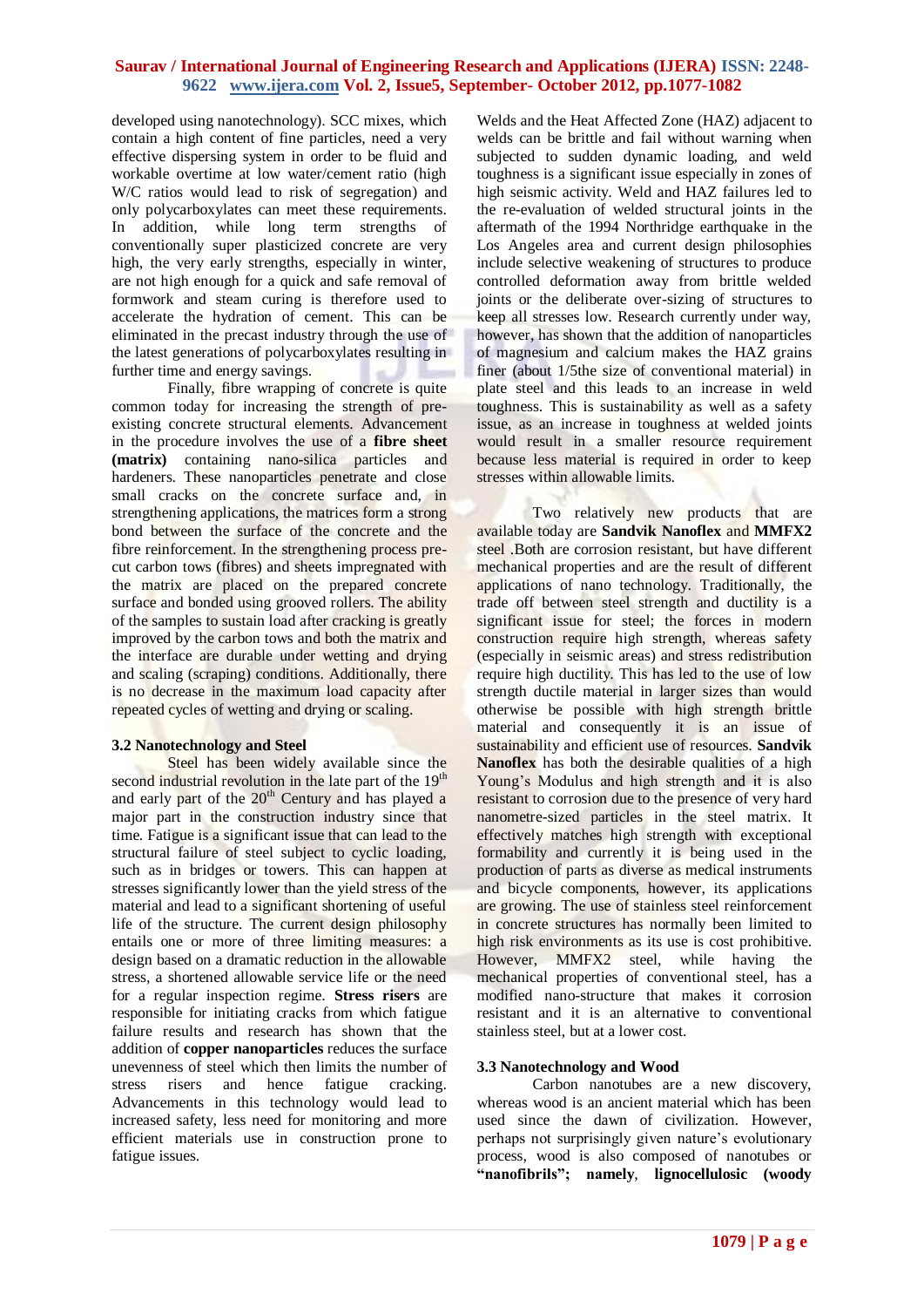developed using nanotechnology). SCC mixes, which contain a high content of fine particles, need a very effective dispersing system in order to be fluid and workable overtime at low water/cement ratio (high W/C ratios would lead to risk of segregation) and only polycarboxylates can meet these requirements. In addition, while long term strengths of conventionally super plasticized concrete are very high, the very early strengths, especially in winter, are not high enough for a quick and safe removal of formwork and steam curing is therefore used to accelerate the hydration of cement. This can be eliminated in the precast industry through the use of the latest generations of polycarboxylates resulting in further time and energy savings.

Finally, fibre wrapping of concrete is quite common today for increasing the strength of pre-existing concrete structural elements. Advancement in the procedure involves the use of a **fibre sheet (matrix)** containing nano-silica particles and hardeners. These nanoparticles penetrate and close small cracks on the concrete surface and, in strengthening applications, the matrices form a strong bond between the surface of the concrete and the fibre reinforcement. In the strengthening process pre-cut carbon tows (fibres) and sheets impregnated with the matrix are placed on the prepared concrete surface and bonded using grooved rollers. The ability of the samples to sustain load after cracking is greatly improved by the carbon tows and both the matrix and the interface are durable under wetting and drying and scaling (scraping) conditions. Additionally, there is no decrease in the maximum load capacity after repeated cycles of wetting and drying or scaling.

### 3.2 Nanotechnology and Steel

Steel has been widely available since the second industrial revolution in the late part of the 19th and early part of the 20th Century and has played a major part in the construction industry since that time. Fatigue is a significant issue that can lead to the structural failure of steel subject to cyclic loading, such as in bridges or towers. This can happen at stresses significantly lower than the yield stress of the material and lead to a significant shortening of useful life of the structure. The current design philosophy entails one or more of three limiting measures: a design based on a dramatic reduction in the allowable stress, a shortened allowable service life or the need for a regular inspection regime. **Stress risers** are responsible for initiating cracks from which fatigue failure results and research has shown that the addition of **copper nanoparticles** reduces the surface unevenness of steel which then limits the number of stress risers and hence fatigue cracking. Advancements in this technology would lead to increased safety, less need for monitoring and more efficient materials use in construction prone to fatigue issues.

Welds and the Heat Affected Zone (HAZ) adjacent to welds can be brittle and fail without warning when subjected to sudden dynamic loading, and weld toughness is a significant issue especially in zones of high seismic activity. Weld and HAZ failures led to the re-evaluation of welded structural joints in the aftermath of the 1994 Northridge earthquake in the Los Angeles area and current design philosophies include selective weakening of structures to produce controlled deformation away from brittle welded joints or the deliberate over-sizing of structures to keep all stresses low. Research currently under way, however, has shown that the addition of nanoparticles of magnesium and calcium makes the HAZ grains finer (about 1/5the size of conventional material) in plate steel and this leads to an increase in weld toughness. This is sustainability as well as a safety issue, as an increase in toughness at welded joints would result in a smaller resource requirement because less material is required in order to keep stresses within allowable limits.

Two relatively new products that are available today are **Sandvik Nanoflex** and **MMFX2** steel .Both are corrosion resistant, but have different mechanical properties and are the result of different applications of nano technology. Traditionally, the trade off between steel strength and ductility is a significant issue for steel; the forces in modern construction require high strength, whereas safety (especially in seismic areas) and stress redistribution require high ductility. This has led to the use of low strength ductile material in larger sizes than would otherwise be possible with high strength brittle material and consequently it is an issue of sustainability and efficient use of resources. **Sandvik Nanoflex** has both the desirable qualities of a high Young's Modulus and high strength and it is also resistant to corrosion due to the presence of very hard nanometre-sized particles in the steel matrix. It effectively matches high strength with exceptional formability and currently it is being used in the production of parts as diverse as medical instruments and bicycle components, however, its applications are growing. The use of stainless steel reinforcement in concrete structures has normally been limited to high risk environments as its use is cost prohibitive. However, MMFX2 steel, while having the mechanical properties of conventional steel, has a modified nano-structure that makes it corrosion resistant and it is an alternative to conventional stainless steel, but at a lower cost.

### 3.3 Nanotechnology and Wood

Carbon nanotubes are a new discovery, whereas wood is an ancient material which has been used since the dawn of civilization. However, perhaps not surprisingly given nature's evolutionary process, wood is also composed of nanotubes or **"nanofibrils"; namely**, **lignocellulosic (woody**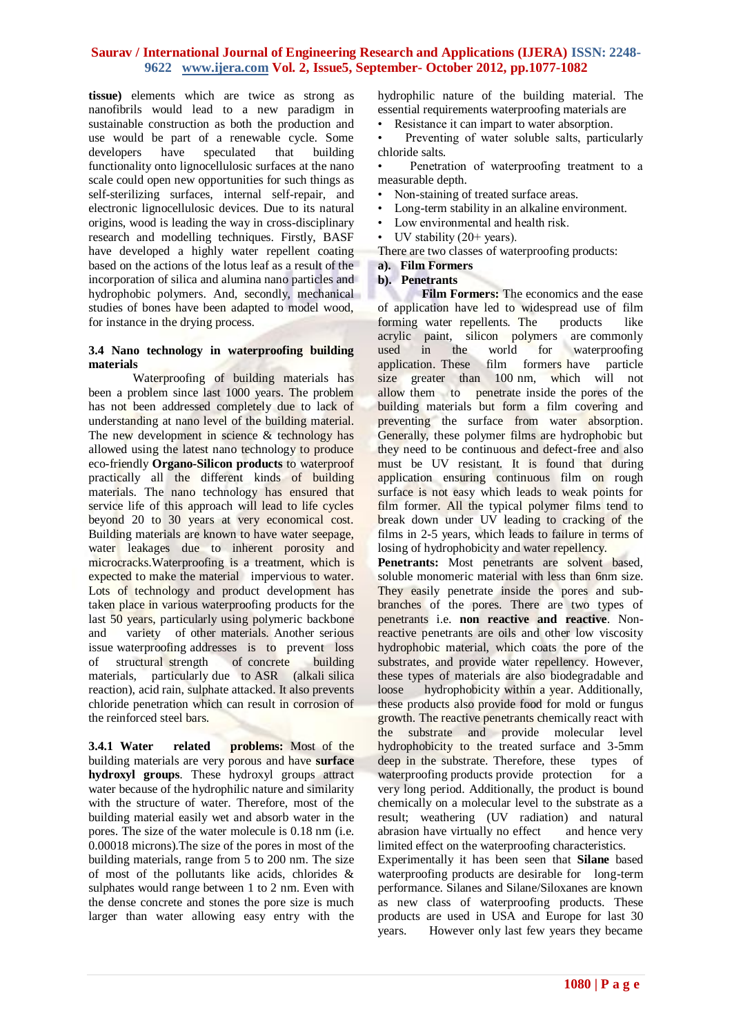**tissue)** elements which are twice as strong as nanofibrils would lead to a new paradigm in sustainable construction as both the production and use would be part of a renewable cycle. Some developers have speculated that building functionality onto lignocellulosic surfaces at the nano scale could open new opportunities for such things as self-sterilizing surfaces, internal self-repair, and electronic lignocellulosic devices. Due to its natural origins, wood is leading the way in cross-disciplinary research and modelling techniques. Firstly, BASF have developed a highly water repellent coating based on the actions of the lotus leaf as a result of the incorporation of silica and alumina nano particles and hydrophobic polymers. And, secondly, mechanical studies of bones have been adapted to model wood, for instance in the drying process.

### 3.4 Nano technology in waterproofing building materials

Waterproofing of building materials has been a problem since last 1000 years. The problem has not been addressed completely due to lack of understanding at nano level of the building material. The new development in science & technology has allowed using the latest nano technology to produce eco-friendly **Organo-Silicon products** to waterproof practically all the different kinds of building materials. The nano technology has ensured that service life of this approach will lead to life cycles beyond 20 to 30 years at very economical cost. Building materials are known to have water seepage, water leakages due to inherent porosity and microcracks.Waterproofing is a treatment, which is expected to make the material impervious to water. Lots of technology and product development has taken place in various waterproofing products for the last 50 years, particularly using polymeric backbone and variety of other materials. Another serious issue waterproofing addresses is to prevent loss of structural strength of concrete building materials, particularly due to ASR (alkali silica reaction), acid rain, sulphate attacked. It also prevents chloride penetration which can result in corrosion of the reinforced steel bars.

**3.4.1 Water related problems:** Most of the building materials are very porous and have **surface hydroxyl groups**. These hydroxyl groups attract water because of the hydrophilic nature and similarity with the structure of water. Therefore, most of the building material easily wet and absorb water in the pores. The size of the water molecule is 0.18 nm (i.e. 0.00018 microns).The size of the pores in most of the building materials, range from 5 to 200 nm. The size of most of the pollutants like acids, chlorides & sulphates would range between 1 to 2 nm. Even with the dense concrete and stones the pore size is much larger than water allowing easy entry with the hydrophilic nature of the building material. The essential requirements waterproofing materials are

- Resistance it can impart to water absorption.
- Preventing of water soluble salts, particularly chloride salts.
- Penetration of waterproofing treatment to a measurable depth.
- Non-staining of treated surface areas.
- Long-term stability in an alkaline environment.
- Low environmental and health risk.
- UV stability (20+ years).

There are two classes of waterproofing products:

**a). Film Formers**
**b). Penetrants**

**Film Formers:** The economics and the ease of application have led to widespread use of film forming water repellents. The products like acrylic paint, silicon polymers are commonly used in the world for waterproofing application. These film formers have particle size greater than 100 nm, which will not allow them to penetrate inside the pores of the building materials but form a film covering and preventing the surface from water absorption. Generally, these polymer films are hydrophobic but they need to be continuous and defect-free and also must be UV resistant. It is found that during application ensuring continuous film on rough surface is not easy which leads to weak points for film former. All the typical polymer films tend to break down under UV leading to cracking of the films in 2-5 years, which leads to failure in terms of losing of hydrophobicity and water repellency.

**Penetrants:** Most penetrants are solvent based, soluble monomeric material with less than 6nm size. They easily penetrate inside the pores and sub-branches of the pores. There are two types of penetrants i.e. **non reactive and reactive**. Non-reactive penetrants are oils and other low viscosity hydrophobic material, which coats the pore of the substrates, and provide water repellency. However, these types of materials are also biodegradable and loose hydrophobicity within a year. Additionally, these products also provide food for mold or fungus growth. The reactive penetrants chemically react with the substrate and provide molecular level hydrophobicity to the treated surface and 3-5mm deep in the substrate. Therefore, these types of waterproofing products provide protection for a very long period. Additionally, the product is bound chemically on a molecular level to the substrate as a result; weathering (UV radiation) and natural abrasion have virtually no effect and hence very limited effect on the waterproofing characteristics.

Experimentally it has been seen that **Silane** based waterproofing products are desirable for long-term performance. Silanes and Silane/Siloxanes are known as new class of waterproofing products. These products are used in USA and Europe for last 30 years. However only last few years they became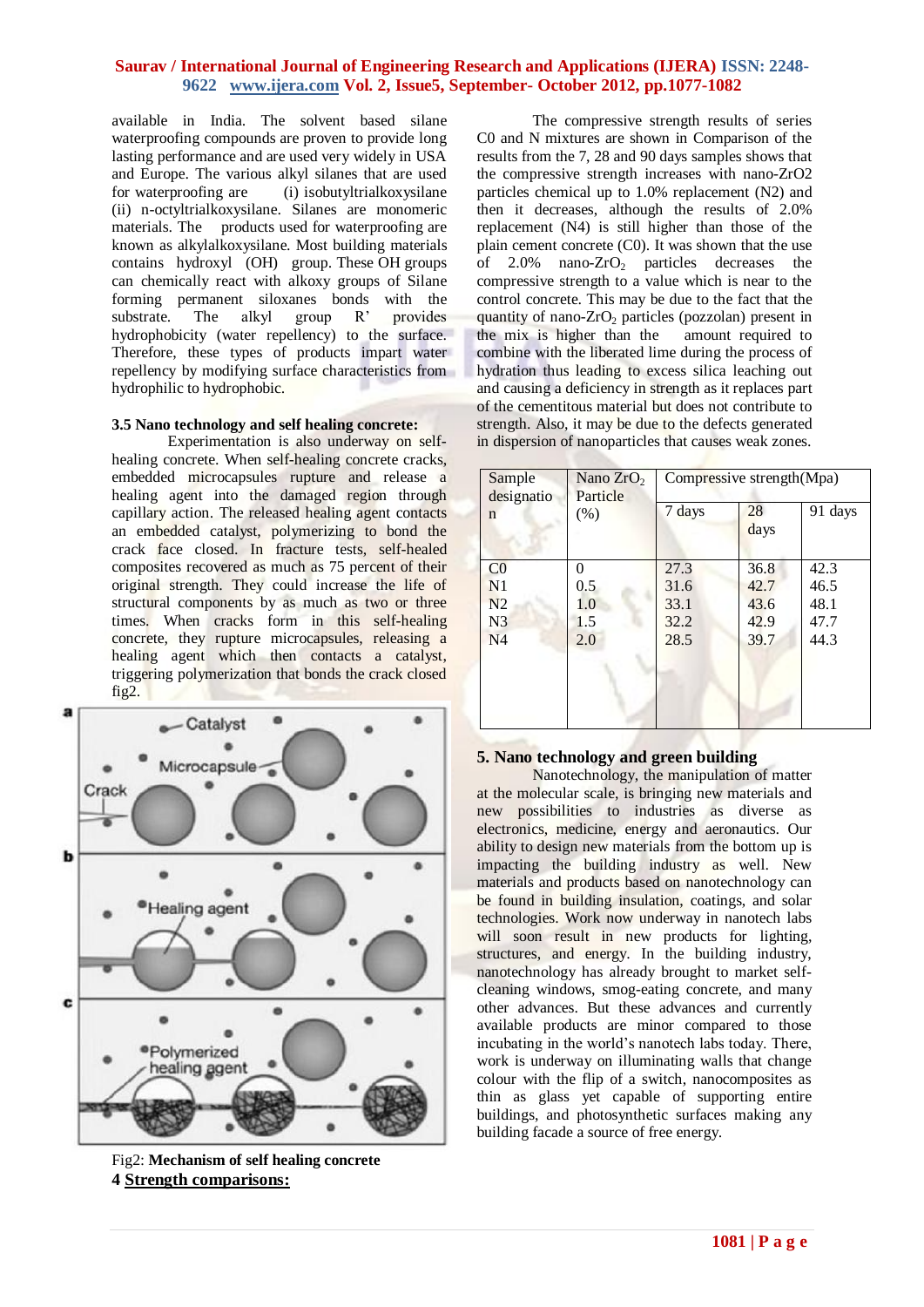available in India. The solvent based silane waterproofing compounds are proven to provide long lasting performance and are used very widely in USA and Europe. The various alkyl silanes that are used for waterproofing are (i) isobutyltrialkoxysilane (ii) n-octyltrialkoxysilane. Silanes are monomeric materials. The products used for waterproofing are known as alkylalkoxysilane. Most building materials contains hydroxyl (OH) group. These OH groups can chemically react with alkoxy groups of Silane forming permanent siloxanes bonds with the substrate. The alkyl group R' provides hydrophobicity (water repellency) to the surface. Therefore, these types of products impart water repellency by modifying surface characteristics from hydrophilic to hydrophobic.

### 3.5 Nano technology and self healing concrete:

Experimentation is also underway on self-healing concrete. When self-healing concrete cracks, embedded microcapsules rupture and release a healing agent into the damaged region through capillary action. The released healing agent contacts an embedded catalyst, polymerizing to bond the crack face closed. In fracture tests, self-healed composites recovered as much as 75 percent of their original strength. They could increase the life of structural components by as much as two or three times. When cracks form in this self-healing concrete, they rupture microcapsules, releasing a healing agent which then contacts a catalyst, triggering polymerization that bonds the crack closed fig2.

Fig2: **Mechanism of self healing concrete**

## 4 Strength comparisons:

The compressive strength results of series C0 and N mixtures are shown in Comparison of the results from the 7, 28 and 90 days samples shows that the compressive strength increases with nano-ZrO2 particles chemical up to 1.0% replacement (N2) and then it decreases, although the results of 2.0% replacement (N4) is still higher than those of the plain cement concrete (C0). It was shown that the use of 2.0% nano-$ZrO_2$ particles decreases the compressive strength to a value which is near to the control concrete. This may be due to the fact that the quantity of nano-$ZrO_2$ particles (pozzolan) present in the mix is higher than the amount required to combine with the liberated lime during the process of hydration thus leading to excess silica leaching out and causing a deficiency in strength as it replaces part of the cementitous material but does not contribute to strength. Also, it may be due to the defects generated in dispersion of nanoparticles that causes weak zones.

| Sample designation | Nano $ZrO_2$ Particle (%) | Compressive strength(Mpa) | | |
|---|---|---|---|---|
| | | 7 days | 28 days | 91 days |
| C0 | 0 | 27.3 | 36.8 | 42.3 |
| N1 | 0.5 | 31.6 | 42.7 | 46.5 |
| N2 | 1.0 | 33.1 | 43.6 | 48.1 |
| N3 | 1.5 | 32.2 | 42.9 | 47.7 |
| N4 | 2.0 | 28.5 | 39.7 | 44.3 |

## 5. Nano technology and green building

Nanotechnology, the manipulation of matter at the molecular scale, is bringing new materials and new possibilities to industries as diverse as electronics, medicine, energy and aeronautics. Our ability to design new materials from the bottom up is impacting the building industry as well. New materials and products based on nanotechnology can be found in building insulation, coatings, and solar technologies. Work now underway in nanotech labs will soon result in new products for lighting, structures, and energy. In the building industry, nanotechnology has already brought to market self-cleaning windows, smog-eating concrete, and many other advances. But these advances and currently available products are minor compared to those incubating in the world's nanotech labs today. There, work is underway on illuminating walls that change colour with the flip of a switch, nanocomposites as thin as glass yet capable of supporting entire buildings, and photosynthetic surfaces making any building facade a source of free energy.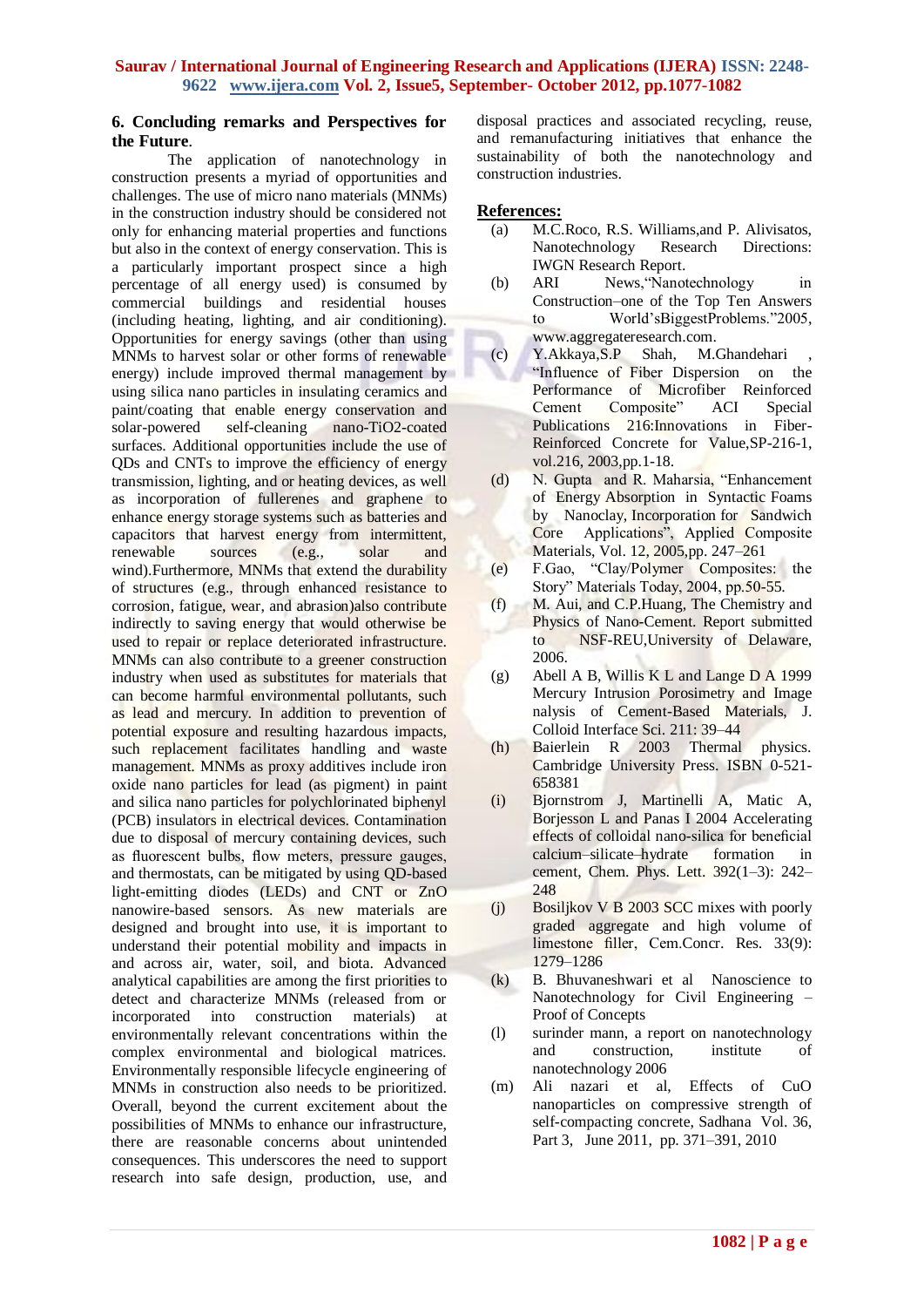## 6. Concluding remarks and Perspectives for the Future.

The application of nanotechnology in construction presents a myriad of opportunities and challenges. The use of micro nano materials (MNMs) in the construction industry should be considered not only for enhancing material properties and functions but also in the context of energy conservation. This is a particularly important prospect since a high percentage of all energy used) is consumed by commercial buildings and residential houses (including heating, lighting, and air conditioning). Opportunities for energy savings (other than using MNMs to harvest solar or other forms of renewable energy) include improved thermal management by using silica nano particles in insulating ceramics and paint/coating that enable energy conservation and solar-powered self-cleaning nano-$TiO_2$-coated surfaces. Additional opportunities include the use of QDs and CNTs to improve the efficiency of energy transmission, lighting, and or heating devices, as well as incorporation of fullerenes and graphene to enhance energy storage systems such as batteries and capacitors that harvest energy from intermittent, renewable sources (e.g., solar and wind).Furthermore, MNMs that extend the durability of structures (e.g., through enhanced resistance to corrosion, fatigue, wear, and abrasion)also contribute indirectly to saving energy that would otherwise be used to repair or replace deteriorated infrastructure. MNMs can also contribute to a greener construction industry when used as substitutes for materials that can become harmful environmental pollutants, such as lead and mercury. In addition to prevention of potential exposure and resulting hazardous impacts, such replacement facilitates handling and waste management. MNMs as proxy additives include iron oxide nano particles for lead (as pigment) in paint and silica nano particles for polychlorinated biphenyl (PCB) insulators in electrical devices. Contamination due to disposal of mercury containing devices, such as fluorescent bulbs, flow meters, pressure gauges, and thermostats, can be mitigated by using QD-based light-emitting diodes (LEDs) and CNT or ZnO nanowire-based sensors. As new materials are designed and brought into use, it is important to understand their potential mobility and impacts in and across air, water, soil, and biota. Advanced analytical capabilities are among the first priorities to detect and characterize MNMs (released from or incorporated into construction materials) at environmentally relevant concentrations within the complex environmental and biological matrices. Environmentally responsible lifecycle engineering of MNMs in construction also needs to be prioritized. Overall, beyond the current excitement about the possibilities of MNMs to enhance our infrastructure, there are reasonable concerns about unintended consequences. This underscores the need to support research into safe design, production, use, and disposal practices and associated recycling, reuse, and remanufacturing initiatives that enhance the sustainability of both the nanotechnology and construction industries.

## References:

(a) M.C.Roco, R.S. Williams,and P. Alivisatos, Nanotechnology Research Directions: IWGN Research Report.

(b) ARI News,"Nanotechnology in Construction–one of the Top Ten Answers to World'sBiggestProblems."2005, www.aggregateresearch.com.

(c) Y.Akkaya,S.P Shah, M.Ghandehari , "Influence of Fiber Dispersion on the Performance of Microfiber Reinforced Cement Composite" ACI Special Publications 216:Innovations in Fiber-Reinforced Concrete for Value,SP-216-1, vol.216, 2003,pp.1-18.

(d) N. Gupta and R. Maharsia, "Enhancement of Energy Absorption in Syntactic Foams by Nanoclay, Incorporation for Sandwich Core Applications", Applied Composite Materials, Vol. 12, 2005,pp. 247–261

(e) F.Gao, "Clay/Polymer Composites: the Story" Materials Today, 2004, pp.50-55.

(f) M. Aui, and C.P.Huang, The Chemistry and Physics of Nano-Cement. Report submitted to NSF-REU,University of Delaware, 2006.

(g) Abell A B, Willis K L and Lange D A 1999 Mercury Intrusion Porosimetry and Image nalysis of Cement-Based Materials, J. Colloid Interface Sci. 211: 39–44

(h) Baierlein R 2003 Thermal physics. Cambridge University Press. ISBN 0-521-658381

(i) Bjornstrom J, Martinelli A, Matic A, Borjesson L and Panas I 2004 Accelerating effects of colloidal nano-silica for beneficial calcium–silicate–hydrate formation in cement, Chem. Phys. Lett. 392(1–3): 242–248

(j) Bosiljkov V B 2003 SCC mixes with poorly graded aggregate and high volume of limestone filler, Cem.Concr. Res. 33(9): 1279–1286

(k) B. Bhuvaneshwari et al Nanoscience to Nanotechnology for Civil Engineering – Proof of Concepts

(l) surinder mann, a report on nanotechnology and construction, institute of nanotechnology 2006

(m) Ali nazari et al, Effects of CuO nanoparticles on compressive strength of self-compacting concrete, Sadhana Vol. 36, Part 3, June 2011, pp. 371–391, 2010